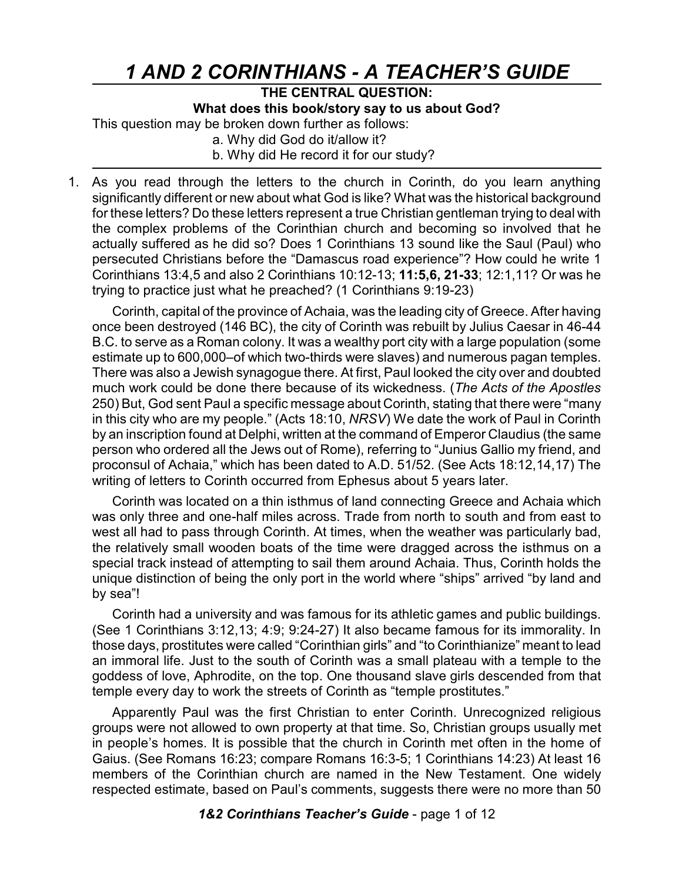# *1 AND 2 CORINTHIANS - A TEACHER'S GUIDE*

**THE CENTRAL QUESTION:**

**What does this book/story say to us about God?**

This question may be broken down further as follows:

a. Why did God do it/allow it?

b. Why did He record it for our study?

1. As you read through the letters to the church in Corinth, do you learn anything significantly different or new about what God is like? What was the historical background for these letters? Do these letters represent a true Christian gentleman trying to deal with the complex problems of the Corinthian church and becoming so involved that he actually suffered as he did so? Does 1 Corinthians 13 sound like the Saul (Paul) who persecuted Christians before the "Damascus road experience"? How could he write 1 Corinthians 13:4,5 and also 2 Corinthians 10:12-13; **11:5,6, 21-33**; 12:1,11? Or was he trying to practice just what he preached? (1 Corinthians 9:19-23)

   Corinth, capital of the province of Achaia, was the leading city of Greece. After having once been destroyed (146 BC), the city of Corinth was rebuilt by Julius Caesar in 46-44 B.C. to serve as a Roman colony. It was a wealthy port city with a large population (some estimate up to 600,000–of which two-thirds were slaves) and numerous pagan temples. There was also a Jewish synagogue there. At first, Paul looked the city over and doubted much work could be done there because of its wickedness. (*The Acts of the Apostles* 250) But, God sent Paul a specific message about Corinth, stating that there were "many in this city who are my people." (Acts 18:10, *NRSV*) We date the work of Paul in Corinth by an inscription found at Delphi, written at the command of Emperor Claudius (the same person who ordered all the Jews out of Rome), referring to "Junius Gallio my friend, and proconsul of Achaia," which has been dated to A.D. 51/52. (See Acts 18:12,14,17) The writing of letters to Corinth occurred from Ephesus about 5 years later.

   Corinth was located on a thin isthmus of land connecting Greece and Achaia which was only three and one-half miles across. Trade from north to south and from east to west all had to pass through Corinth. At times, when the weather was particularly bad, the relatively small wooden boats of the time were dragged across the isthmus on a special track instead of attempting to sail them around Achaia. Thus, Corinth holds the unique distinction of being the only port in the world where "ships" arrived "by land and by sea"!

   Corinth had a university and was famous for its athletic games and public buildings. (See 1 Corinthians 3:12,13; 4:9; 9:24-27) It also became famous for its immorality. In those days, prostitutes were called "Corinthian girls" and "to Corinthianize" meant to lead an immoral life. Just to the south of Corinth was a small plateau with a temple to the goddess of love, Aphrodite, on the top. One thousand slave girls descended from that temple every day to work the streets of Corinth as "temple prostitutes."

   Apparently Paul was the first Christian to enter Corinth. Unrecognized religious groups were not allowed to own property at that time. So, Christian groups usually met in people's homes. It is possible that the church in Corinth met often in the home of Gaius. (See Romans 16:23; compare Romans 16:3-5; 1 Corinthians 14:23) At least 16 members of the Corinthian church are named in the New Testament. One widely respected estimate, based on Paul's comments, suggests there were no more than 50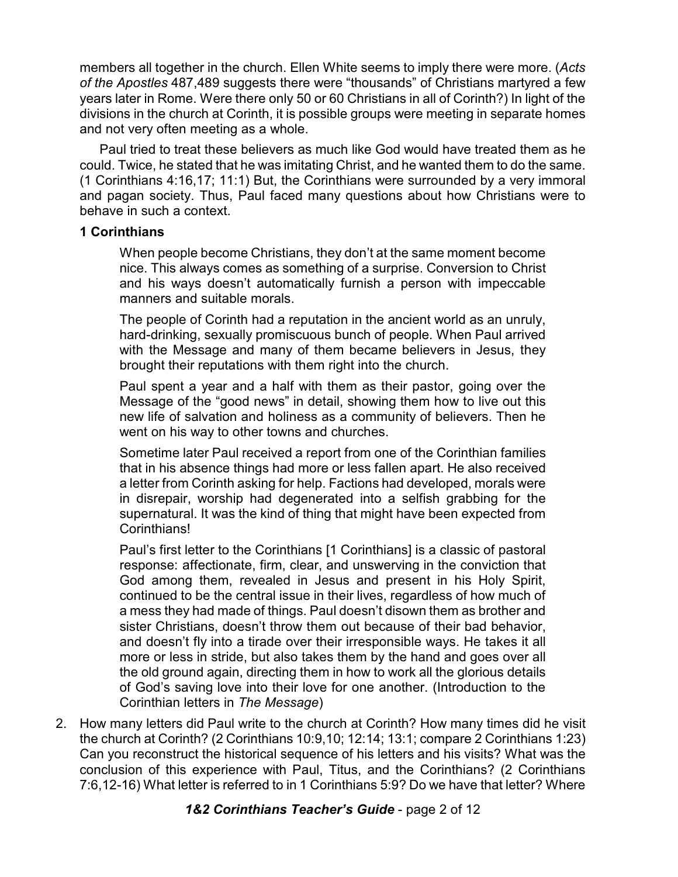members all together in the church. Ellen White seems to imply there were more. (*Acts of the Apostles* 487,489 suggests there were "thousands" of Christians martyred a few years later in Rome. Were there only 50 or 60 Christians in all of Corinth?) In light of the divisions in the church at Corinth, it is possible groups were meeting in separate homes and not very often meeting as a whole.

Paul tried to treat these believers as much like God would have treated them as he could. Twice, he stated that he was imitating Christ, and he wanted them to do the same. (1 Corinthians 4:16,17; 11:1) But, the Corinthians were surrounded by a very immoral and pagan society. Thus, Paul faced many questions about how Christians were to behave in such a context.

**1 Corinthians**

> When people become Christians, they don't at the same moment become nice. This always comes as something of a surprise. Conversion to Christ and his ways doesn't automatically furnish a person with impeccable manners and suitable morals.
>
> The people of Corinth had a reputation in the ancient world as an unruly, hard-drinking, sexually promiscuous bunch of people. When Paul arrived with the Message and many of them became believers in Jesus, they brought their reputations with them right into the church.
>
> Paul spent a year and a half with them as their pastor, going over the Message of the "good news" in detail, showing them how to live out this new life of salvation and holiness as a community of believers. Then he went on his way to other towns and churches.
>
> Sometime later Paul received a report from one of the Corinthian families that in his absence things had more or less fallen apart. He also received a letter from Corinth asking for help. Factions had developed, morals were in disrepair, worship had degenerated into a selfish grabbing for the supernatural. It was the kind of thing that might have been expected from Corinthians!
>
> Paul's first letter to the Corinthians [1 Corinthians] is a classic of pastoral response: affectionate, firm, clear, and unswerving in the conviction that God among them, revealed in Jesus and present in his Holy Spirit, continued to be the central issue in their lives, regardless of how much of a mess they had made of things. Paul doesn't disown them as brother and sister Christians, doesn't throw them out because of their bad behavior, and doesn't fly into a tirade over their irresponsible ways. He takes it all more or less in stride, but also takes them by the hand and goes over all the old ground again, directing them in how to work all the glorious details of God's saving love into their love for one another. (Introduction to the Corinthian letters in *The Message*)

2. How many letters did Paul write to the church at Corinth? How many times did he visit the church at Corinth? (2 Corinthians 10:9,10; 12:14; 13:1; compare 2 Corinthians 1:23) Can you reconstruct the historical sequence of his letters and his visits? What was the conclusion of this experience with Paul, Titus, and the Corinthians? (2 Corinthians 7:6,12-16) What letter is referred to in 1 Corinthians 5:9? Do we have that letter? Where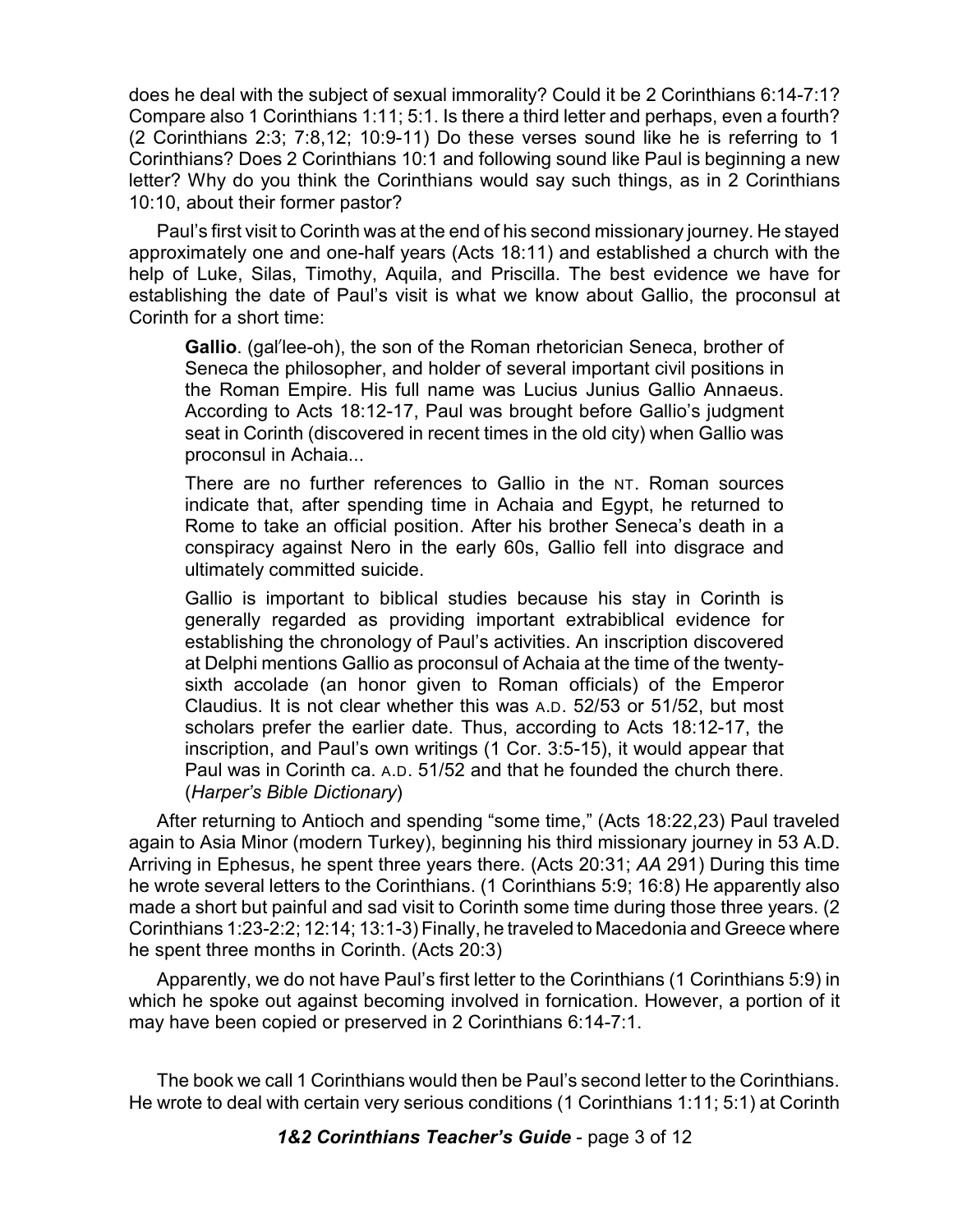does he deal with the subject of sexual immorality? Could it be 2 Corinthians 6:14-7:1? Compare also 1 Corinthians 1:11; 5:1. Is there a third letter and perhaps, even a fourth? (2 Corinthians 2:3; 7:8,12; 10:9-11) Do these verses sound like he is referring to 1 Corinthians? Does 2 Corinthians 10:1 and following sound like Paul is beginning a new letter? Why do you think the Corinthians would say such things, as in 2 Corinthians 10:10, about their former pastor?

Paul's first visit to Corinth was at the end of his second missionary journey. He stayed approximately one and one-half years (Acts 18:11) and established a church with the help of Luke, Silas, Timothy, Aquila, and Priscilla. The best evidence we have for establishing the date of Paul's visit is what we know about Gallio, the proconsul at Corinth for a short time:

> **Gallio**. (gal′lee-oh), the son of the Roman rhetorician Seneca, brother of Seneca the philosopher, and holder of several important civil positions in the Roman Empire. His full name was Lucius Junius Gallio Annaeus. According to Acts 18:12-17, Paul was brought before Gallio's judgment seat in Corinth (discovered in recent times in the old city) when Gallio was proconsul in Achaia...
>
> There are no further references to Gallio in the NT. Roman sources indicate that, after spending time in Achaia and Egypt, he returned to Rome to take an official position. After his brother Seneca's death in a conspiracy against Nero in the early 60s, Gallio fell into disgrace and ultimately committed suicide.
>
> Gallio is important to biblical studies because his stay in Corinth is generally regarded as providing important extrabiblical evidence for establishing the chronology of Paul's activities. An inscription discovered at Delphi mentions Gallio as proconsul of Achaia at the time of the twenty-sixth accolade (an honor given to Roman officials) of the Emperor Claudius. It is not clear whether this was A.D. 52/53 or 51/52, but most scholars prefer the earlier date. Thus, according to Acts 18:12-17, the inscription, and Paul's own writings (1 Cor. 3:5-15), it would appear that Paul was in Corinth ca. A.D. 51/52 and that he founded the church there. (*Harper's Bible Dictionary*)

After returning to Antioch and spending "some time," (Acts 18:22,23) Paul traveled again to Asia Minor (modern Turkey), beginning his third missionary journey in 53 A.D. Arriving in Ephesus, he spent three years there. (Acts 20:31; *AA* 291) During this time he wrote several letters to the Corinthians. (1 Corinthians 5:9; 16:8) He apparently also made a short but painful and sad visit to Corinth some time during those three years. (2 Corinthians 1:23-2:2; 12:14; 13:1-3) Finally, he traveled to Macedonia and Greece where he spent three months in Corinth. (Acts 20:3)

Apparently, we do not have Paul's first letter to the Corinthians (1 Corinthians 5:9) in which he spoke out against becoming involved in fornication. However, a portion of it may have been copied or preserved in 2 Corinthians 6:14-7:1.

The book we call 1 Corinthians would then be Paul's second letter to the Corinthians. He wrote to deal with certain very serious conditions (1 Corinthians 1:11; 5:1) at Corinth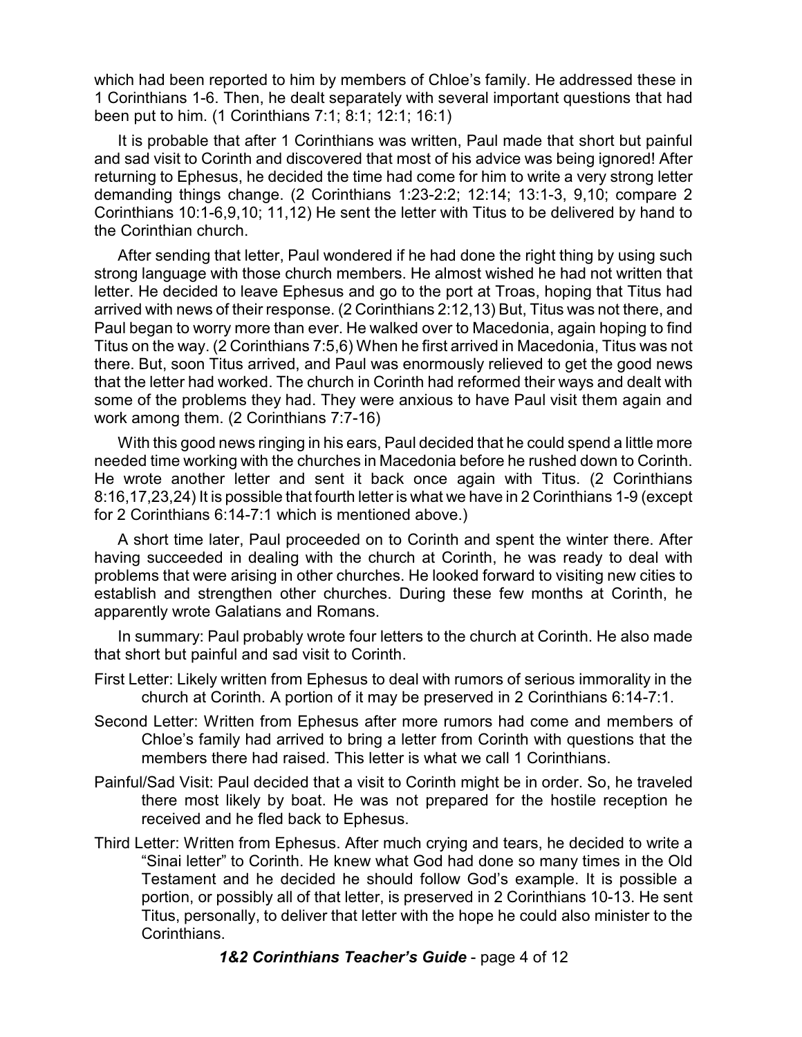which had been reported to him by members of Chloe's family. He addressed these in 1 Corinthians 1-6. Then, he dealt separately with several important questions that had been put to him. (1 Corinthians 7:1; 8:1; 12:1; 16:1)

It is probable that after 1 Corinthians was written, Paul made that short but painful and sad visit to Corinth and discovered that most of his advice was being ignored! After returning to Ephesus, he decided the time had come for him to write a very strong letter demanding things change. (2 Corinthians 1:23-2:2; 12:14; 13:1-3, 9,10; compare 2 Corinthians 10:1-6,9,10; 11,12) He sent the letter with Titus to be delivered by hand to the Corinthian church.

After sending that letter, Paul wondered if he had done the right thing by using such strong language with those church members. He almost wished he had not written that letter. He decided to leave Ephesus and go to the port at Troas, hoping that Titus had arrived with news of their response. (2 Corinthians 2:12,13) But, Titus was not there, and Paul began to worry more than ever. He walked over to Macedonia, again hoping to find Titus on the way. (2 Corinthians 7:5,6) When he first arrived in Macedonia, Titus was not there. But, soon Titus arrived, and Paul was enormously relieved to get the good news that the letter had worked. The church in Corinth had reformed their ways and dealt with some of the problems they had. They were anxious to have Paul visit them again and work among them. (2 Corinthians 7:7-16)

With this good news ringing in his ears, Paul decided that he could spend a little more needed time working with the churches in Macedonia before he rushed down to Corinth. He wrote another letter and sent it back once again with Titus. (2 Corinthians 8:16,17,23,24) It is possible that fourth letter is what we have in 2 Corinthians 1-9 (except for 2 Corinthians 6:14-7:1 which is mentioned above.)

A short time later, Paul proceeded on to Corinth and spent the winter there. After having succeeded in dealing with the church at Corinth, he was ready to deal with problems that were arising in other churches. He looked forward to visiting new cities to establish and strengthen other churches. During these few months at Corinth, he apparently wrote Galatians and Romans.

In summary: Paul probably wrote four letters to the church at Corinth. He also made that short but painful and sad visit to Corinth.

First Letter: Likely written from Ephesus to deal with rumors of serious immorality in the church at Corinth. A portion of it may be preserved in 2 Corinthians 6:14-7:1.

Second Letter: Written from Ephesus after more rumors had come and members of Chloe's family had arrived to bring a letter from Corinth with questions that the members there had raised. This letter is what we call 1 Corinthians.

Painful/Sad Visit: Paul decided that a visit to Corinth might be in order. So, he traveled there most likely by boat. He was not prepared for the hostile reception he received and he fled back to Ephesus.

Third Letter: Written from Ephesus. After much crying and tears, he decided to write a "Sinai letter" to Corinth. He knew what God had done so many times in the Old Testament and he decided he should follow God's example. It is possible a portion, or possibly all of that letter, is preserved in 2 Corinthians 10-13. He sent Titus, personally, to deliver that letter with the hope he could also minister to the Corinthians.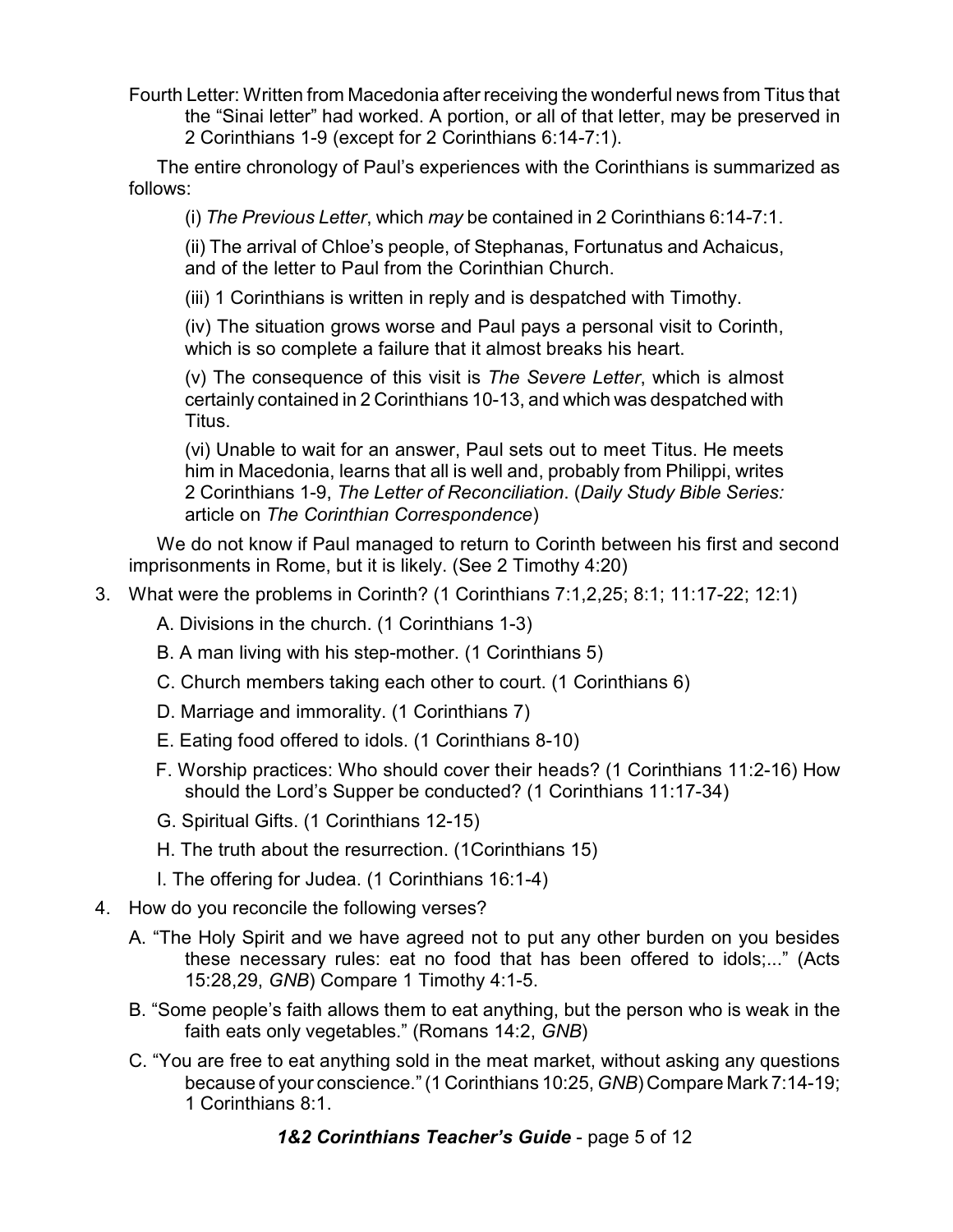Fourth Letter: Written from Macedonia after receiving the wonderful news from Titus that the "Sinai letter" had worked. A portion, or all of that letter, may be preserved in 2 Corinthians 1-9 (except for 2 Corinthians 6:14-7:1).

The entire chronology of Paul's experiences with the Corinthians is summarized as follows:

(i) *The Previous Letter*, which *may* be contained in 2 Corinthians 6:14-7:1.

(ii) The arrival of Chloe's people, of Stephanas, Fortunatus and Achaicus, and of the letter to Paul from the Corinthian Church.

(iii) 1 Corinthians is written in reply and is despatched with Timothy.

(iv) The situation grows worse and Paul pays a personal visit to Corinth, which is so complete a failure that it almost breaks his heart.

(v) The consequence of this visit is *The Severe Letter*, which is almost certainly contained in 2 Corinthians 10-13, and which was despatched with Titus.

(vi) Unable to wait for an answer, Paul sets out to meet Titus. He meets him in Macedonia, learns that all is well and, probably from Philippi, writes 2 Corinthians 1-9, *The Letter of Reconciliation*. (*Daily Study Bible Series:* article on *The Corinthian Correspondence*)

We do not know if Paul managed to return to Corinth between his first and second imprisonments in Rome, but it is likely. (See 2 Timothy 4:20)

3. What were the problems in Corinth? (1 Corinthians 7:1,2,25; 8:1; 11:17-22; 12:1)

   A. Divisions in the church. (1 Corinthians 1-3)

   B. A man living with his step-mother. (1 Corinthians 5)

   C. Church members taking each other to court. (1 Corinthians 6)

   D. Marriage and immorality. (1 Corinthians 7)

   E. Eating food offered to idols. (1 Corinthians 8-10)

   F. Worship practices: Who should cover their heads? (1 Corinthians 11:2-16) How should the Lord's Supper be conducted? (1 Corinthians 11:17-34)

   G. Spiritual Gifts. (1 Corinthians 12-15)

   H. The truth about the resurrection. (1Corinthians 15)

   I. The offering for Judea. (1 Corinthians 16:1-4)

4. How do you reconcile the following verses?

   A. "The Holy Spirit and we have agreed not to put any other burden on you besides these necessary rules: eat no food that has been offered to idols;..." (Acts 15:28,29, *GNB*) Compare 1 Timothy 4:1-5.

   B. "Some people's faith allows them to eat anything, but the person who is weak in the faith eats only vegetables." (Romans 14:2, *GNB*)

   C. "You are free to eat anything sold in the meat market, without asking any questions because of your conscience." (1 Corinthians 10:25, *GNB*) Compare Mark 7:14-19; 1 Corinthians 8:1.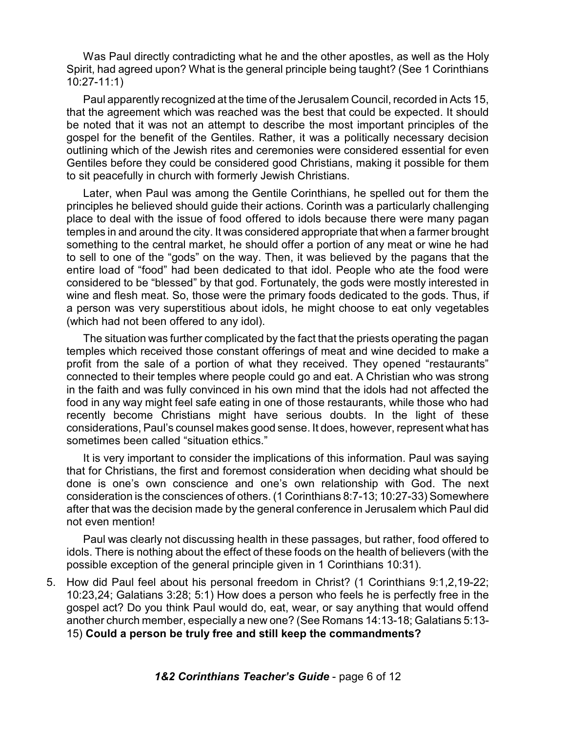Was Paul directly contradicting what he and the other apostles, as well as the Holy Spirit, had agreed upon? What is the general principle being taught? (See 1 Corinthians 10:27-11:1)

Paul apparently recognized at the time of the Jerusalem Council, recorded in Acts 15, that the agreement which was reached was the best that could be expected. It should be noted that it was not an attempt to describe the most important principles of the gospel for the benefit of the Gentiles. Rather, it was a politically necessary decision outlining which of the Jewish rites and ceremonies were considered essential for even Gentiles before they could be considered good Christians, making it possible for them to sit peacefully in church with formerly Jewish Christians.

Later, when Paul was among the Gentile Corinthians, he spelled out for them the principles he believed should guide their actions. Corinth was a particularly challenging place to deal with the issue of food offered to idols because there were many pagan temples in and around the city. It was considered appropriate that when a farmer brought something to the central market, he should offer a portion of any meat or wine he had to sell to one of the "gods" on the way. Then, it was believed by the pagans that the entire load of "food" had been dedicated to that idol. People who ate the food were considered to be "blessed" by that god. Fortunately, the gods were mostly interested in wine and flesh meat. So, those were the primary foods dedicated to the gods. Thus, if a person was very superstitious about idols, he might choose to eat only vegetables (which had not been offered to any idol).

The situation was further complicated by the fact that the priests operating the pagan temples which received those constant offerings of meat and wine decided to make a profit from the sale of a portion of what they received. They opened "restaurants" connected to their temples where people could go and eat. A Christian who was strong in the faith and was fully convinced in his own mind that the idols had not affected the food in any way might feel safe eating in one of those restaurants, while those who had recently become Christians might have serious doubts. In the light of these considerations, Paul's counsel makes good sense. It does, however, represent what has sometimes been called "situation ethics."

It is very important to consider the implications of this information. Paul was saying that for Christians, the first and foremost consideration when deciding what should be done is one's own conscience and one's own relationship with God. The next consideration is the consciences of others. (1 Corinthians 8:7-13; 10:27-33) Somewhere after that was the decision made by the general conference in Jerusalem which Paul did not even mention!

Paul was clearly not discussing health in these passages, but rather, food offered to idols. There is nothing about the effect of these foods on the health of believers (with the possible exception of the general principle given in 1 Corinthians 10:31).

5. How did Paul feel about his personal freedom in Christ? (1 Corinthians 9:1,2,19-22; 10:23,24; Galatians 3:28; 5:1) How does a person who feels he is perfectly free in the gospel act? Do you think Paul would do, eat, wear, or say anything that would offend another church member, especially a new one? (See Romans 14:13-18; Galatians 5:13-15) **Could a person be truly free and still keep the commandments?**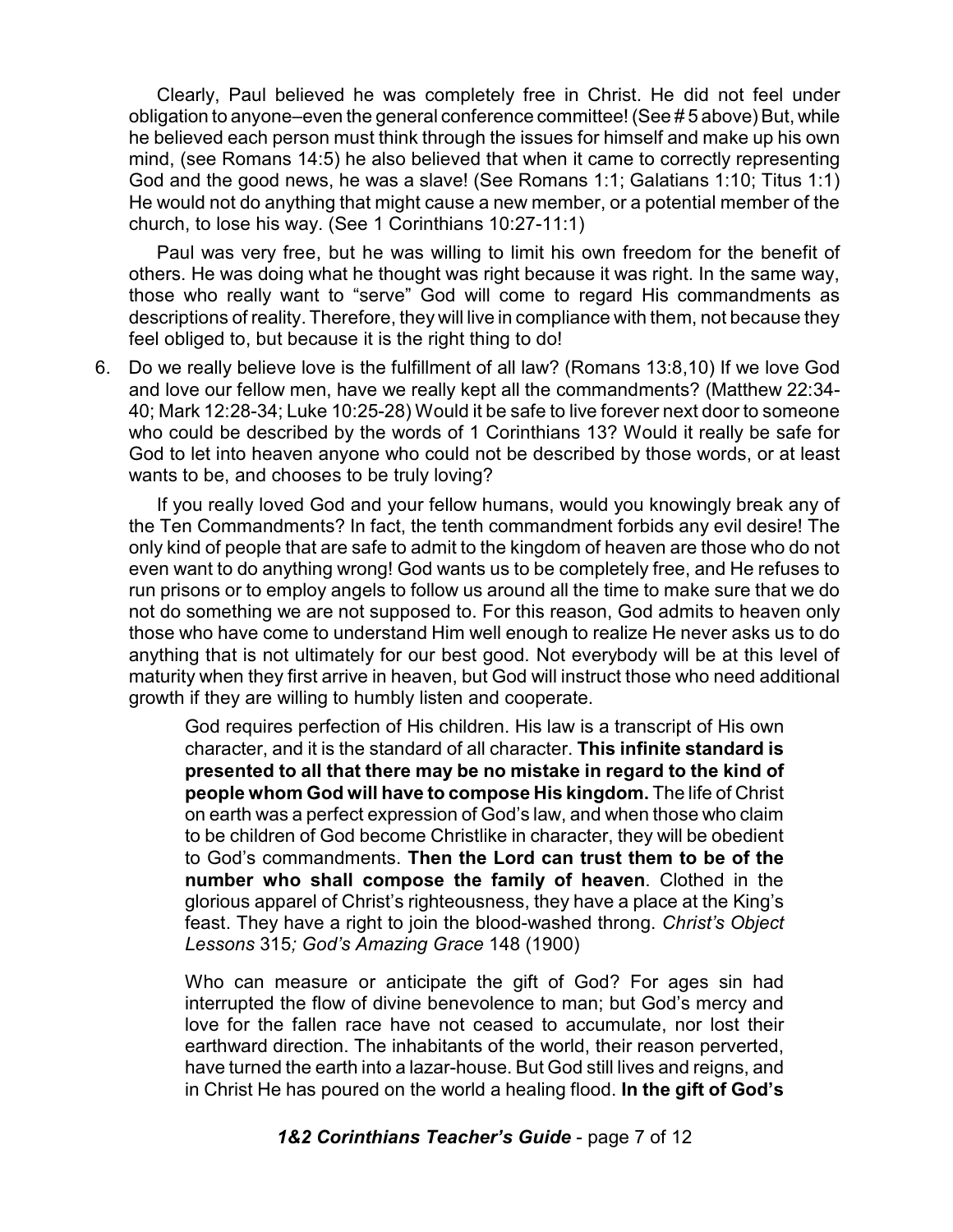Clearly, Paul believed he was completely free in Christ. He did not feel under obligation to anyone–even the general conference committee! (See # 5 above) But, while he believed each person must think through the issues for himself and make up his own mind, (see Romans 14:5) he also believed that when it came to correctly representing God and the good news, he was a slave! (See Romans 1:1; Galatians 1:10; Titus 1:1) He would not do anything that might cause a new member, or a potential member of the church, to lose his way. (See 1 Corinthians 10:27-11:1)

Paul was very free, but he was willing to limit his own freedom for the benefit of others. He was doing what he thought was right because it was right. In the same way, those who really want to "serve" God will come to regard His commandments as descriptions of reality. Therefore, they will live in compliance with them, not because they feel obliged to, but because it is the right thing to do!

6. Do we really believe love is the fulfillment of all law? (Romans 13:8,10) If we love God and love our fellow men, have we really kept all the commandments? (Matthew 22:34-40; Mark 12:28-34; Luke 10:25-28) Would it be safe to live forever next door to someone who could be described by the words of 1 Corinthians 13? Would it really be safe for God to let into heaven anyone who could not be described by those words, or at least wants to be, and chooses to be truly loving?

   If you really loved God and your fellow humans, would you knowingly break any of the Ten Commandments? In fact, the tenth commandment forbids any evil desire! The only kind of people that are safe to admit to the kingdom of heaven are those who do not even want to do anything wrong! God wants us to be completely free, and He refuses to run prisons or to employ angels to follow us around all the time to make sure that we do not do something we are not supposed to. For this reason, God admits to heaven only those who have come to understand Him well enough to realize He never asks us to do anything that is not ultimately for our best good. Not everybody will be at this level of maturity when they first arrive in heaven, but God will instruct those who need additional growth if they are willing to humbly listen and cooperate.

   > God requires perfection of His children. His law is a transcript of His own character, and it is the standard of all character. **This infinite standard is presented to all that there may be no mistake in regard to the kind of people whom God will have to compose His kingdom.** The life of Christ on earth was a perfect expression of God's law, and when those who claim to be children of God become Christlike in character, they will be obedient to God's commandments. **Then the Lord can trust them to be of the number who shall compose the family of heaven**. Clothed in the glorious apparel of Christ's righteousness, they have a place at the King's feast. They have a right to join the blood-washed throng. *Christ's Object Lessons* 315*; God's Amazing Grace* 148 (1900)

   > Who can measure or anticipate the gift of God? For ages sin had interrupted the flow of divine benevolence to man; but God's mercy and love for the fallen race have not ceased to accumulate, nor lost their earthward direction. The inhabitants of the world, their reason perverted, have turned the earth into a lazar-house. But God still lives and reigns, and in Christ He has poured on the world a healing flood. **In the gift of God's**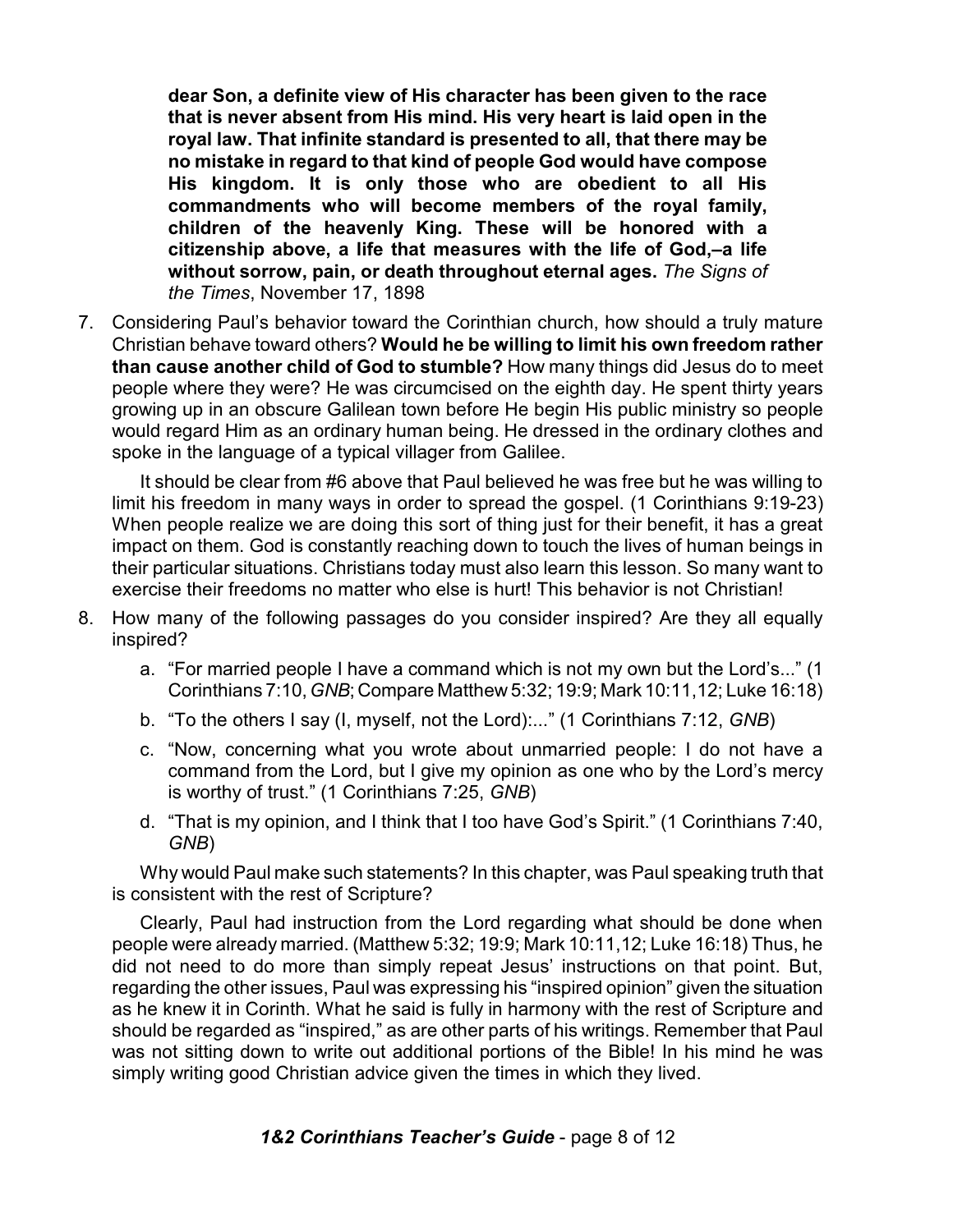**dear Son, a definite view of His character has been given to the race that is never absent from His mind. His very heart is laid open in the royal law. That infinite standard is presented to all, that there may be no mistake in regard to that kind of people God would have compose His kingdom. It is only those who are obedient to all His commandments who will become members of the royal family, children of the heavenly King. These will be honored with a citizenship above, a life that measures with the life of God,–a life without sorrow, pain, or death throughout eternal ages.** *The Signs of the Times*, November 17, 1898

7. Considering Paul's behavior toward the Corinthian church, how should a truly mature Christian behave toward others? **Would he be willing to limit his own freedom rather than cause another child of God to stumble?** How many things did Jesus do to meet people where they were? He was circumcised on the eighth day. He spent thirty years growing up in an obscure Galilean town before He begin His public ministry so people would regard Him as an ordinary human being. He dressed in the ordinary clothes and spoke in the language of a typical villager from Galilee.

   It should be clear from #6 above that Paul believed he was free but he was willing to limit his freedom in many ways in order to spread the gospel. (1 Corinthians 9:19-23) When people realize we are doing this sort of thing just for their benefit, it has a great impact on them. God is constantly reaching down to touch the lives of human beings in their particular situations. Christians today must also learn this lesson. So many want to exercise their freedoms no matter who else is hurt! This behavior is not Christian!

8. How many of the following passages do you consider inspired? Are they all equally inspired?

   a. "For married people I have a command which is not my own but the Lord's..." (1 Corinthians 7:10, *GNB*; Compare Matthew 5:32; 19:9; Mark 10:11,12; Luke 16:18)

   b. "To the others I say (I, myself, not the Lord):..." (1 Corinthians 7:12, *GNB*)

   c. "Now, concerning what you wrote about unmarried people: I do not have a command from the Lord, but I give my opinion as one who by the Lord's mercy is worthy of trust." (1 Corinthians 7:25, *GNB*)

   d. "That is my opinion, and I think that I too have God's Spirit." (1 Corinthians 7:40, *GNB*)

   Why would Paul make such statements? In this chapter, was Paul speaking truth that is consistent with the rest of Scripture?

   Clearly, Paul had instruction from the Lord regarding what should be done when people were already married. (Matthew 5:32; 19:9; Mark 10:11,12; Luke 16:18) Thus, he did not need to do more than simply repeat Jesus' instructions on that point. But, regarding the other issues, Paul was expressing his "inspired opinion" given the situation as he knew it in Corinth. What he said is fully in harmony with the rest of Scripture and should be regarded as "inspired," as are other parts of his writings. Remember that Paul was not sitting down to write out additional portions of the Bible! In his mind he was simply writing good Christian advice given the times in which they lived.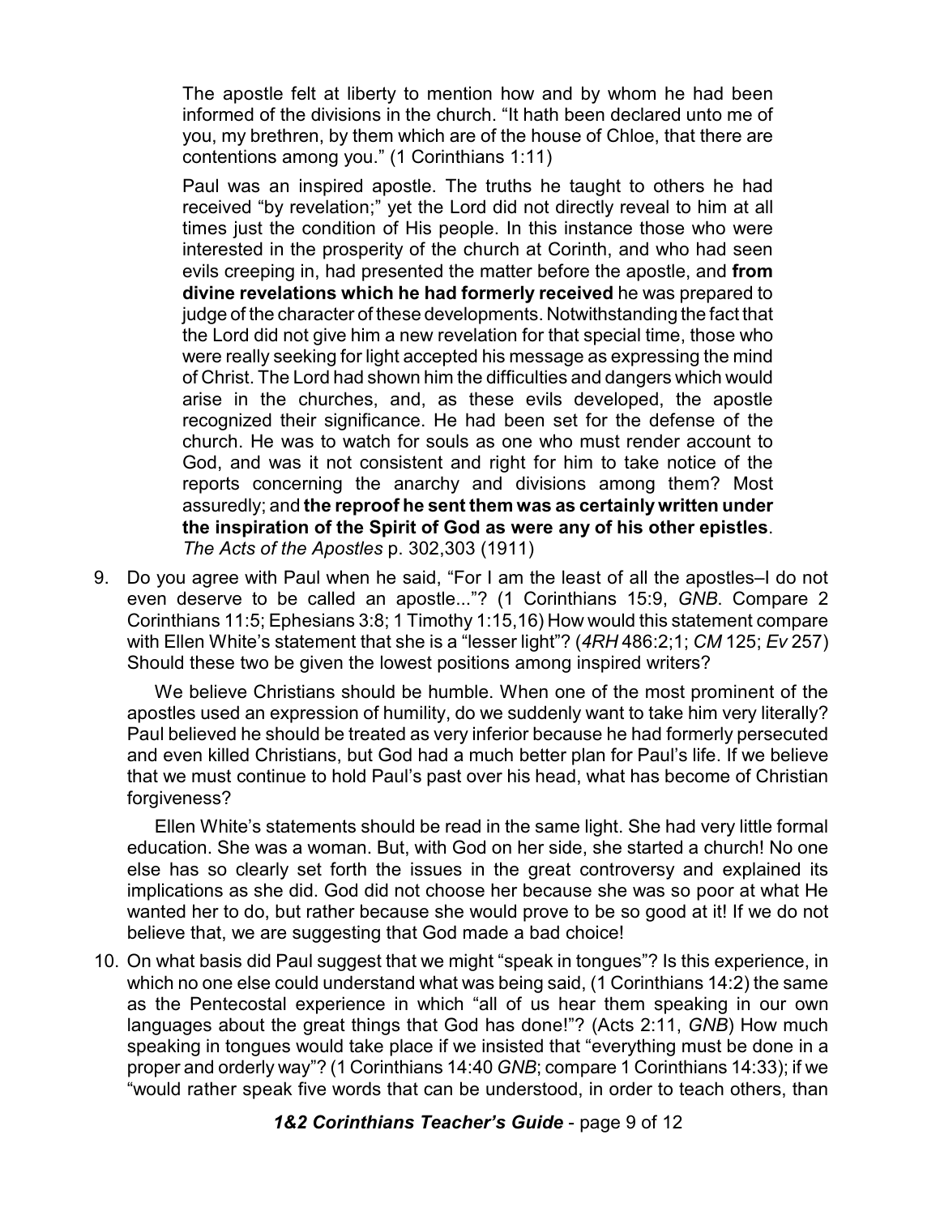> The apostle felt at liberty to mention how and by whom he had been informed of the divisions in the church. "It hath been declared unto me of you, my brethren, by them which are of the house of Chloe, that there are contentions among you." (1 Corinthians 1:11)
>
> Paul was an inspired apostle. The truths he taught to others he had received "by revelation;" yet the Lord did not directly reveal to him at all times just the condition of His people. In this instance those who were interested in the prosperity of the church at Corinth, and who had seen evils creeping in, had presented the matter before the apostle, and **from divine revelations which he had formerly received** he was prepared to judge of the character of these developments. Notwithstanding the fact that the Lord did not give him a new revelation for that special time, those who were really seeking for light accepted his message as expressing the mind of Christ. The Lord had shown him the difficulties and dangers which would arise in the churches, and, as these evils developed, the apostle recognized their significance. He had been set for the defense of the church. He was to watch for souls as one who must render account to God, and was it not consistent and right for him to take notice of the reports concerning the anarchy and divisions among them? Most assuredly; and **the reproof he sent them was as certainly written under the inspiration of the Spirit of God as were any of his other epistles**. *The Acts of the Apostles* p. 302,303 (1911)

9. Do you agree with Paul when he said, "For I am the least of all the apostles–I do not even deserve to be called an apostle..."? (1 Corinthians 15:9, *GNB*. Compare 2 Corinthians 11:5; Ephesians 3:8; 1 Timothy 1:15,16) How would this statement compare with Ellen White's statement that she is a "lesser light"? (*4RH* 486:2;1; *CM* 125; *Ev* 257) Should these two be given the lowest positions among inspired writers?

   We believe Christians should be humble. When one of the most prominent of the apostles used an expression of humility, do we suddenly want to take him very literally? Paul believed he should be treated as very inferior because he had formerly persecuted and even killed Christians, but God had a much better plan for Paul's life. If we believe that we must continue to hold Paul's past over his head, what has become of Christian forgiveness?

   Ellen White's statements should be read in the same light. She had very little formal education. She was a woman. But, with God on her side, she started a church! No one else has so clearly set forth the issues in the great controversy and explained its implications as she did. God did not choose her because she was so poor at what He wanted her to do, but rather because she would prove to be so good at it! If we do not believe that, we are suggesting that God made a bad choice!

10. On what basis did Paul suggest that we might "speak in tongues"? Is this experience, in which no one else could understand what was being said, (1 Corinthians 14:2) the same as the Pentecostal experience in which "all of us hear them speaking in our own languages about the great things that God has done!"? (Acts 2:11, *GNB*) How much speaking in tongues would take place if we insisted that "everything must be done in a proper and orderly way"? (1 Corinthians 14:40 *GNB*; compare 1 Corinthians 14:33); if we "would rather speak five words that can be understood, in order to teach others, than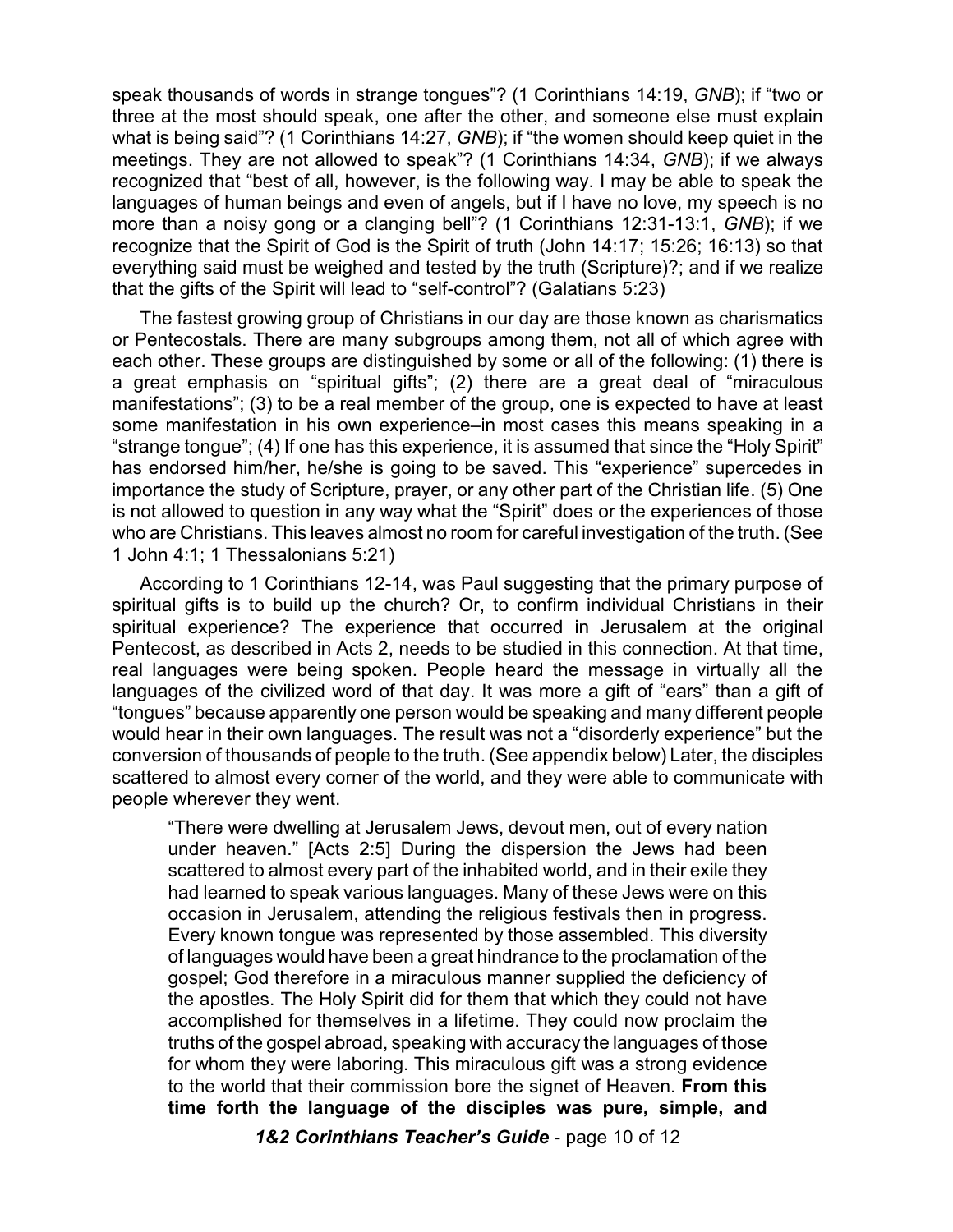speak thousands of words in strange tongues"? (1 Corinthians 14:19, *GNB*); if "two or three at the most should speak, one after the other, and someone else must explain what is being said"? (1 Corinthians 14:27, *GNB*); if "the women should keep quiet in the meetings. They are not allowed to speak"? (1 Corinthians 14:34, *GNB*); if we always recognized that "best of all, however, is the following way. I may be able to speak the languages of human beings and even of angels, but if I have no love, my speech is no more than a noisy gong or a clanging bell"? (1 Corinthians 12:31-13:1, *GNB*); if we recognize that the Spirit of God is the Spirit of truth (John 14:17; 15:26; 16:13) so that everything said must be weighed and tested by the truth (Scripture)?; and if we realize that the gifts of the Spirit will lead to "self-control"? (Galatians 5:23)

The fastest growing group of Christians in our day are those known as charismatics or Pentecostals. There are many subgroups among them, not all of which agree with each other. These groups are distinguished by some or all of the following: (1) there is a great emphasis on "spiritual gifts"; (2) there are a great deal of "miraculous manifestations"; (3) to be a real member of the group, one is expected to have at least some manifestation in his own experience–in most cases this means speaking in a "strange tongue"; (4) If one has this experience, it is assumed that since the "Holy Spirit" has endorsed him/her, he/she is going to be saved. This "experience" supercedes in importance the study of Scripture, prayer, or any other part of the Christian life. (5) One is not allowed to question in any way what the "Spirit" does or the experiences of those who are Christians. This leaves almost no room for careful investigation of the truth. (See 1 John 4:1; 1 Thessalonians 5:21)

According to 1 Corinthians 12-14, was Paul suggesting that the primary purpose of spiritual gifts is to build up the church? Or, to confirm individual Christians in their spiritual experience? The experience that occurred in Jerusalem at the original Pentecost, as described in Acts 2, needs to be studied in this connection. At that time, real languages were being spoken. People heard the message in virtually all the languages of the civilized word of that day. It was more a gift of "ears" than a gift of "tongues" because apparently one person would be speaking and many different people would hear in their own languages. The result was not a "disorderly experience" but the conversion of thousands of people to the truth. (See appendix below) Later, the disciples scattered to almost every corner of the world, and they were able to communicate with people wherever they went.

> "There were dwelling at Jerusalem Jews, devout men, out of every nation under heaven." [Acts 2:5] During the dispersion the Jews had been scattered to almost every part of the inhabited world, and in their exile they had learned to speak various languages. Many of these Jews were on this occasion in Jerusalem, attending the religious festivals then in progress. Every known tongue was represented by those assembled. This diversity of languages would have been a great hindrance to the proclamation of the gospel; God therefore in a miraculous manner supplied the deficiency of the apostles. The Holy Spirit did for them that which they could not have accomplished for themselves in a lifetime. They could now proclaim the truths of the gospel abroad, speaking with accuracy the languages of those for whom they were laboring. This miraculous gift was a strong evidence to the world that their commission bore the signet of Heaven. **From this time forth the language of the disciples was pure, simple, and**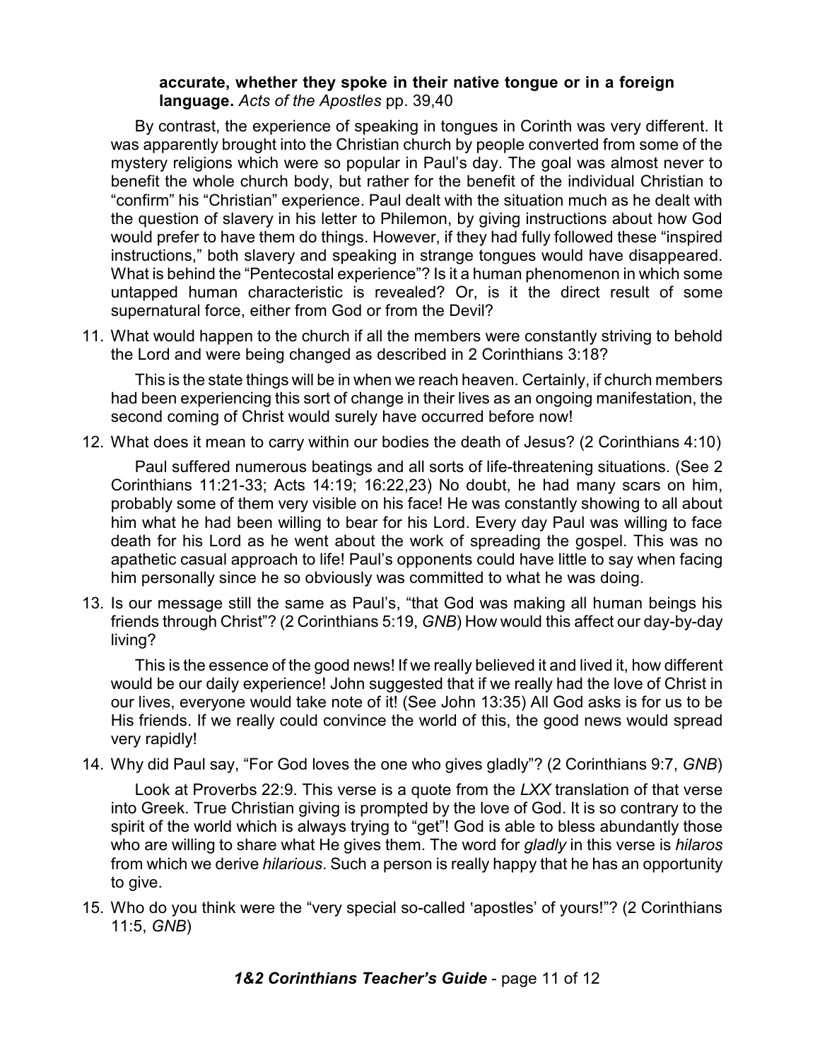**accurate, whether they spoke in their native tongue or in a foreign language.** *Acts of the Apostles* pp. 39,40

By contrast, the experience of speaking in tongues in Corinth was very different. It was apparently brought into the Christian church by people converted from some of the mystery religions which were so popular in Paul's day. The goal was almost never to benefit the whole church body, but rather for the benefit of the individual Christian to "confirm" his "Christian" experience. Paul dealt with the situation much as he dealt with the question of slavery in his letter to Philemon, by giving instructions about how God would prefer to have them do things. However, if they had fully followed these "inspired instructions," both slavery and speaking in strange tongues would have disappeared. What is behind the "Pentecostal experience"? Is it a human phenomenon in which some untapped human characteristic is revealed? Or, is it the direct result of some supernatural force, either from God or from the Devil?

11. What would happen to the church if all the members were constantly striving to behold the Lord and were being changed as described in 2 Corinthians 3:18?

    This is the state things will be in when we reach heaven. Certainly, if church members had been experiencing this sort of change in their lives as an ongoing manifestation, the second coming of Christ would surely have occurred before now!

12. What does it mean to carry within our bodies the death of Jesus? (2 Corinthians 4:10)

    Paul suffered numerous beatings and all sorts of life-threatening situations. (See 2 Corinthians 11:21-33; Acts 14:19; 16:22,23) No doubt, he had many scars on him, probably some of them very visible on his face! He was constantly showing to all about him what he had been willing to bear for his Lord. Every day Paul was willing to face death for his Lord as he went about the work of spreading the gospel. This was no apathetic casual approach to life! Paul's opponents could have little to say when facing him personally since he so obviously was committed to what he was doing.

13. Is our message still the same as Paul's, "that God was making all human beings his friends through Christ"? (2 Corinthians 5:19, *GNB*) How would this affect our day-by-day living?

    This is the essence of the good news! If we really believed it and lived it, how different would be our daily experience! John suggested that if we really had the love of Christ in our lives, everyone would take note of it! (See John 13:35) All God asks is for us to be His friends. If we really could convince the world of this, the good news would spread very rapidly!

14. Why did Paul say, "For God loves the one who gives gladly"? (2 Corinthians 9:7, *GNB*)

    Look at Proverbs 22:9. This verse is a quote from the *LXX* translation of that verse into Greek. True Christian giving is prompted by the love of God. It is so contrary to the spirit of the world which is always trying to "get"! God is able to bless abundantly those who are willing to share what He gives them. The word for *gladly* in this verse is *hilaros* from which we derive *hilarious*. Such a person is really happy that he has an opportunity to give.

15. Who do you think were the "very special so-called 'apostles' of yours!"? (2 Corinthians 11:5, *GNB*)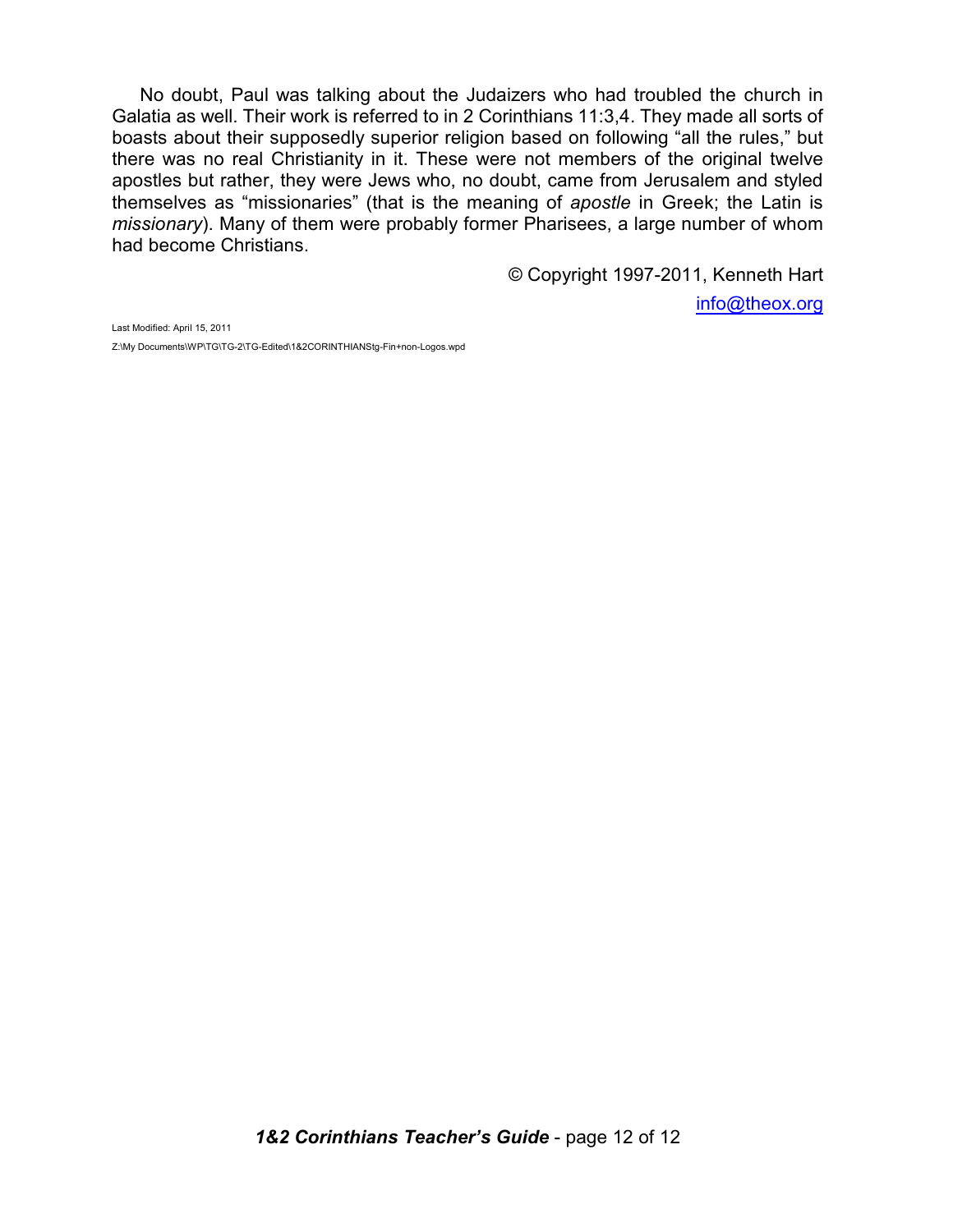No doubt, Paul was talking about the Judaizers who had troubled the church in Galatia as well. Their work is referred to in 2 Corinthians 11:3,4. They made all sorts of boasts about their supposedly superior religion based on following “all the rules,” but there was no real Christianity in it. These were not members of the original twelve apostles but rather, they were Jews who, no doubt, came from Jerusalem and styled themselves as “missionaries” (that is the meaning of *apostle* in Greek; the Latin is *missionary*). Many of them were probably former Pharisees, a large number of whom had become Christians.

© Copyright 1997-2011, Kenneth Hart

info@theox.org

Last Modified: April 15, 2011

Z:\My Documents\WP\TG\TG-2\TG-Edited\1&2CORINTHIANStg-Fin+non-Logos.wpd